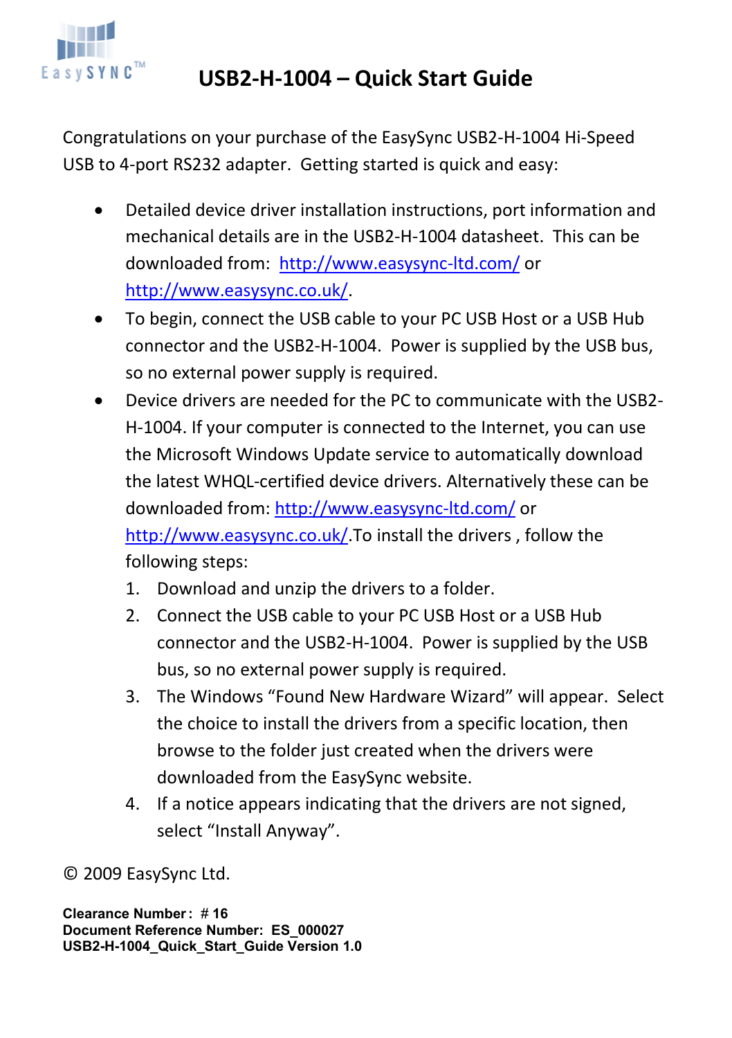# USB2-H-1004 – Quick Start Guide

Congratulations on your purchase of the EasySync USB2-H-1004 Hi-Speed USB to 4-port RS232 adapter. Getting started is quick and easy:

- Detailed device driver installation instructions, port information and mechanical details are in the USB2-H-1004 datasheet. This can be downloaded from: http://www.easysync-ltd.com/ or http://www.easysync.co.uk/.
- To begin, connect the USB cable to your PC USB Host or a USB Hub connector and the USB2-H-1004. Power is supplied by the USB bus, so no external power supply is required.
- Device drivers are needed for the PC to communicate with the USB2-H-1004. If your computer is connected to the Internet, you can use the Microsoft Windows Update service to automatically download the latest WHQL-certified device drivers. Alternatively these can be downloaded from: http://www.easysync-ltd.com/ or http://www.easysync.co.uk/.To install the drivers , follow the following steps:
  1. Download and unzip the drivers to a folder.
  2. Connect the USB cable to your PC USB Host or a USB Hub connector and the USB2-H-1004. Power is supplied by the USB bus, so no external power supply is required.
  3. The Windows “Found New Hardware Wizard” will appear. Select the choice to install the drivers from a specific location, then browse to the folder just created when the drivers were downloaded from the EasySync website.
  4. If a notice appears indicating that the drivers are not signed, select “Install Anyway”.

© 2009 EasySync Ltd.

**Clearance Number : # 16**
**Document Reference Number: ES_000027**
**USB2-H-1004_Quick_Start_Guide Version 1.0**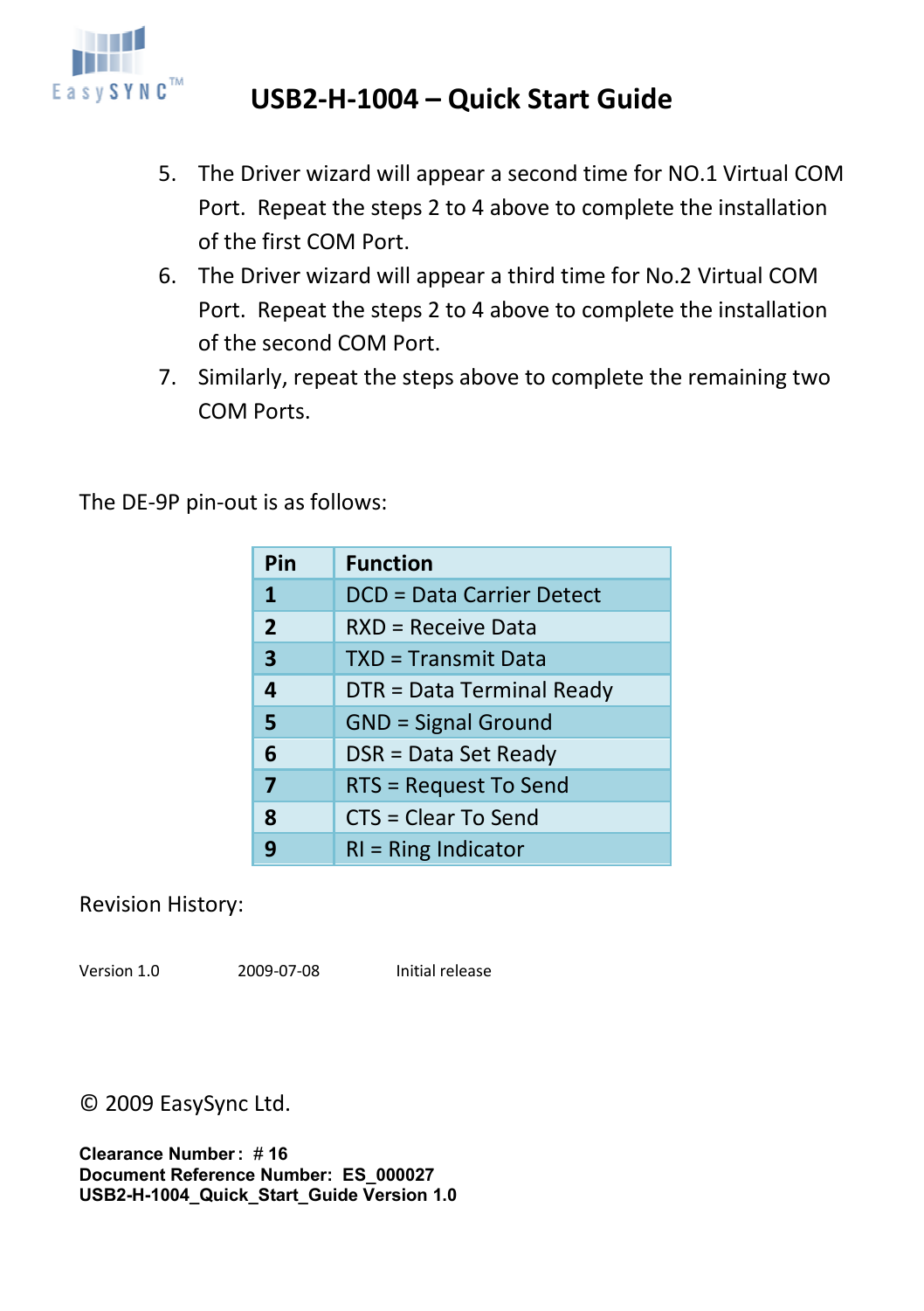5. The Driver wizard will appear a second time for NO.1 Virtual COM Port. Repeat the steps 2 to 4 above to complete the installation of the first COM Port.
6. The Driver wizard will appear a third time for No.2 Virtual COM Port. Repeat the steps 2 to 4 above to complete the installation of the second COM Port.
7. Similarly, repeat the steps above to complete the remaining two COM Ports.

The DE-9P pin-out is as follows:

| Pin | Function |
|---|---|
| **1** | DCD = Data Carrier Detect |
| **2** | RXD = Receive Data |
| **3** | TXD = Transmit Data |
| **4** | DTR = Data Terminal Ready |
| **5** | GND = Signal Ground |
| **6** | DSR = Data Set Ready |
| **7** | RTS = Request To Send |
| **8** | CTS = Clear To Send |
| **9** | RI = Ring Indicator |

Revision History:

| | | |
|---|---|---|
| Version 1.0 | 2009-07-08 | Initial release |

© 2009 EasySync Ltd.

**Clearance Number : # 16**
**Document Reference Number: ES_000027**
**USB2-H-1004_Quick_Start_Guide Version 1.0**